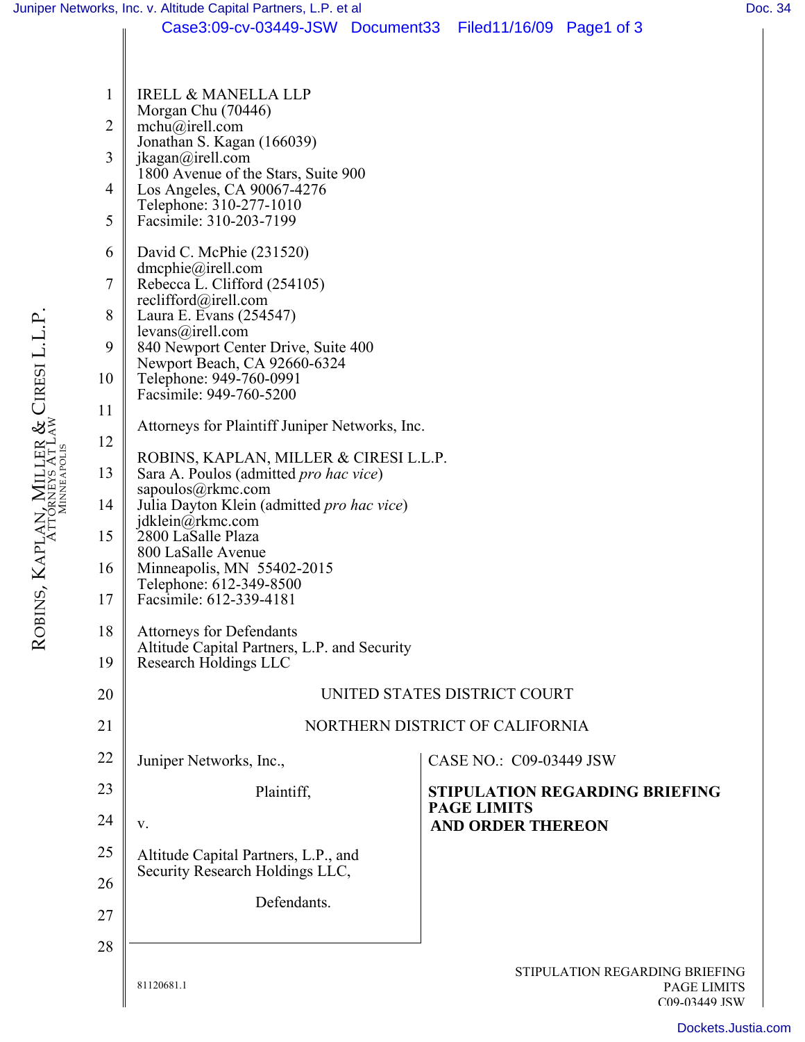IRELL & MANELLA LLP
Morgan Chu (70446)
mchu@irell.com
Jonathan S. Kagan (166039)
jkagan@irell.com
1800 Avenue of the Stars, Suite 900
Los Angeles, CA 90067-4276
Telephone: 310-277-1010
Facsimile: 310-203-7199

David C. McPhie (231520)
dmcphie@irell.com
Rebecca L. Clifford (254105)
reclifford@irell.com
Laura E. Evans (254547)
levans@irell.com
840 Newport Center Drive, Suite 400
Newport Beach, CA 92660-6324
Telephone: 949-760-0991
Facsimile: 949-760-5200

Attorneys for Plaintiff Juniper Networks, Inc.

ROBINS, KAPLAN, MILLER & CIRESI L.L.P.
Sara A. Poulos (admitted *pro hac vice*)
sapoulos@rkmc.com
Julia Dayton Klein (admitted *pro hac vice*)
jdklein@rkmc.com
2800 LaSalle Plaza
800 LaSalle Avenue
Minneapolis, MN 55402-2015
Telephone: 612-349-8500
Facsimile: 612-339-4181

Attorneys for Defendants
Altitude Capital Partners, L.P. and Security Research Holdings LLC

UNITED STATES DISTRICT COURT

NORTHERN DISTRICT OF CALIFORNIA

| | |
|---|---|
| Juniper Networks, Inc.,<br><br>Plaintiff,<br><br>v.<br><br>Altitude Capital Partners, L.P., and Security Research Holdings LLC,<br><br>Defendants. | CASE NO.: C09-03449 JSW<br><br>**STIPULATION REGARDING BRIEFING PAGE LIMITS AND ORDER THEREON** |

81120681.1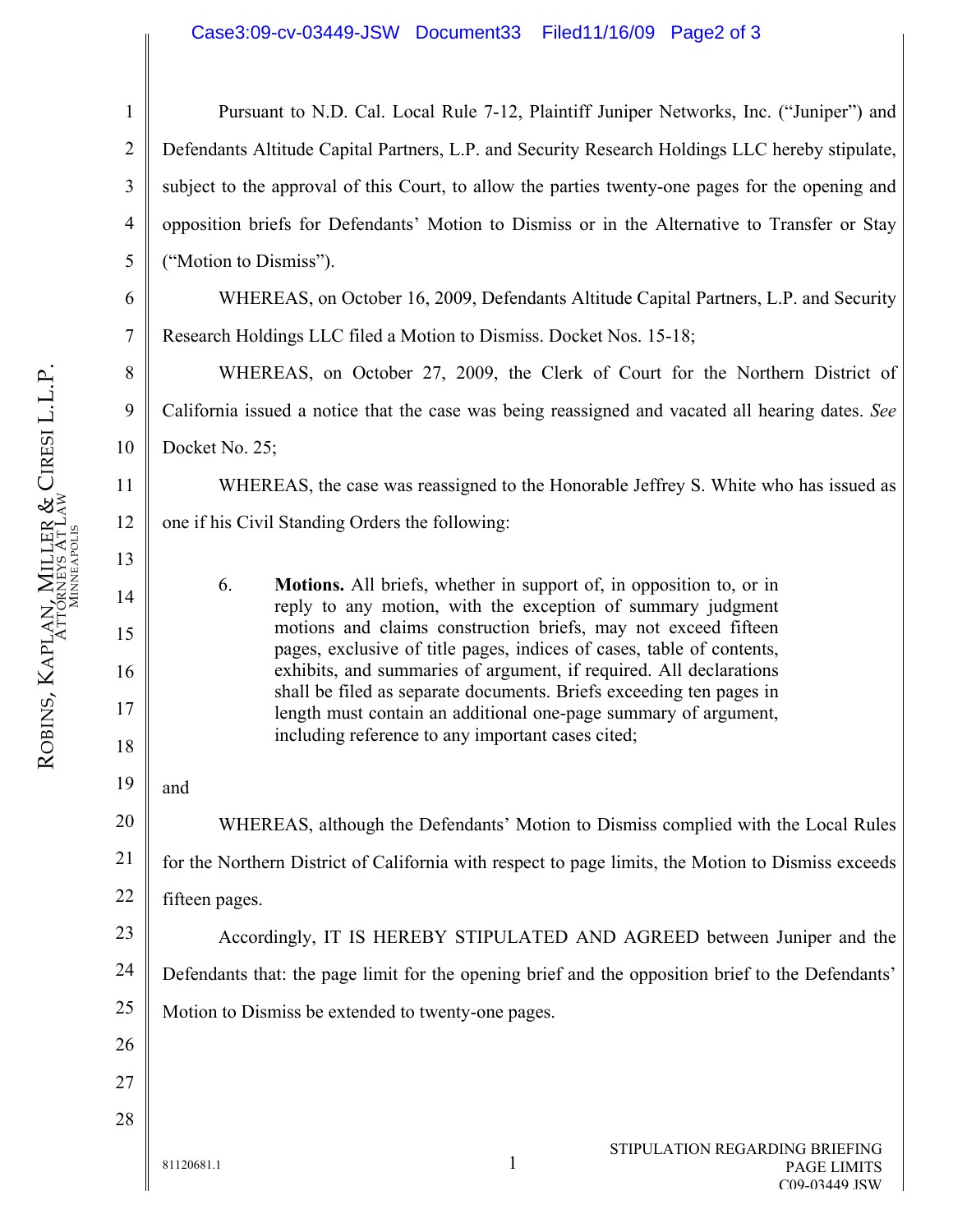Pursuant to N.D. Cal. Local Rule 7-12, Plaintiff Juniper Networks, Inc. ("Juniper") and Defendants Altitude Capital Partners, L.P. and Security Research Holdings LLC hereby stipulate, subject to the approval of this Court, to allow the parties twenty-one pages for the opening and opposition briefs for Defendants' Motion to Dismiss or in the Alternative to Transfer or Stay ("Motion to Dismiss").

WHEREAS, on October 16, 2009, Defendants Altitude Capital Partners, L.P. and Security Research Holdings LLC filed a Motion to Dismiss. Docket Nos. 15-18;

WHEREAS, on October 27, 2009, the Clerk of Court for the Northern District of California issued a notice that the case was being reassigned and vacated all hearing dates. *See* Docket No. 25;

WHEREAS, the case was reassigned to the Honorable Jeffrey S. White who has issued as one if his Civil Standing Orders the following:

> 6. **Motions.** All briefs, whether in support of, in opposition to, or in reply to any motion, with the exception of summary judgment motions and claims construction briefs, may not exceed fifteen pages, exclusive of title pages, indices of cases, table of contents, exhibits, and summaries of argument, if required. All declarations shall be filed as separate documents. Briefs exceeding ten pages in length must contain an additional one-page summary of argument, including reference to any important cases cited;

and

WHEREAS, although the Defendants' Motion to Dismiss complied with the Local Rules for the Northern District of California with respect to page limits, the Motion to Dismiss exceeds fifteen pages.

Accordingly, IT IS HEREBY STIPULATED AND AGREED between Juniper and the Defendants that: the page limit for the opening brief and the opposition brief to the Defendants' Motion to Dismiss be extended to twenty-one pages.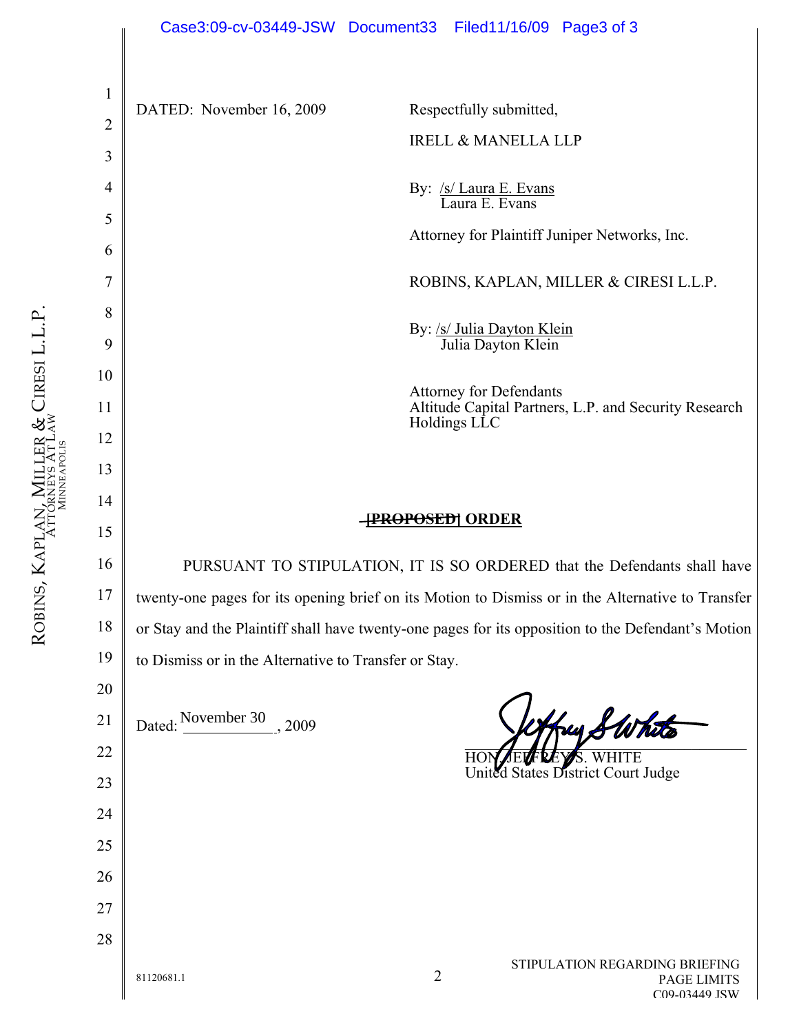DATED: November 16, 2009

Respectfully submitted,

IRELL & MANELLA LLP

By: /s/ Laura E. Evans
Laura E. Evans

Attorney for Plaintiff Juniper Networks, Inc.

ROBINS, KAPLAN, MILLER & CIRESI L.L.P.

By: /s/ Julia Dayton Klein
Julia Dayton Klein

Attorney for Defendants
Altitude Capital Partners, L.P. and Security Research Holdings LLC

## ~~[PROPOSED]~~ ORDER

PURSUANT TO STIPULATION, IT IS SO ORDERED that the Defendants shall have twenty-one pages for its opening brief on its Motion to Dismiss or in the Alternative to Transfer or Stay and the Plaintiff shall have twenty-one pages for its opposition to the Defendant's Motion to Dismiss or in the Alternative to Transfer or Stay.

Dated: November 30, 2009

HON. JEFFREY S. WHITE
United States District Court Judge